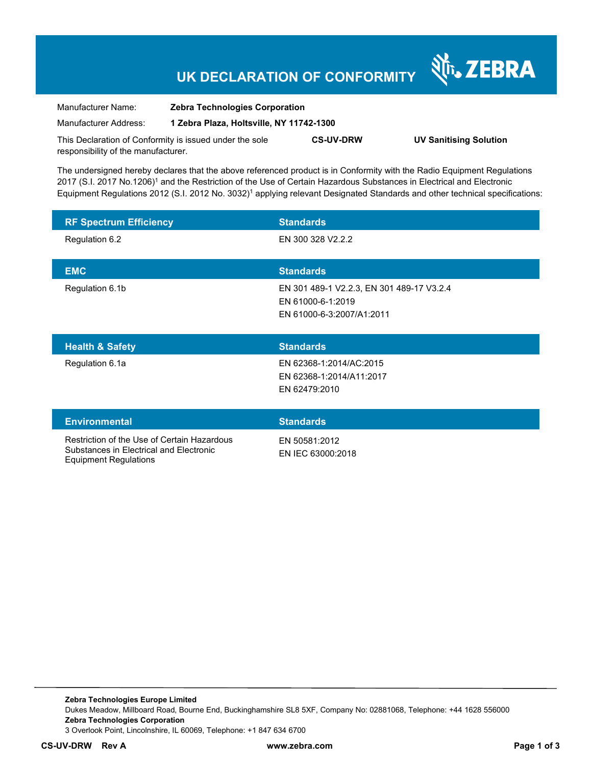# UK DECLARATION OF CONFORMITY

ZEBRA

| | |
|---|---|
| Manufacturer Name: | **Zebra Technologies Corporation** |
| Manufacturer Address: | **1 Zebra Plaza, Holtsville, NY 11742-1300** |

This Declaration of Conformity is issued under the sole responsibility of the manufacturer. **CS-UV-DRW** **UV Sanitising Solution**

The undersigned hereby declares that the above referenced product is in Conformity with the Radio Equipment Regulations 2017 (S.I. 2017 No.1206)[1] and the Restriction of the Use of Certain Hazardous Substances in Electrical and Electronic Equipment Regulations 2012 (S.I. 2012 No. 3032)[1] applying relevant Designated Standards and other technical specifications:

| RF Spectrum Efficiency | Standards |
|---|---|
| Regulation 6.2 | EN 300 328 V2.2.2 |

| EMC | Standards |
|---|---|
| Regulation 6.1b | EN 301 489-1 V2.2.3, EN 301 489-17 V3.2.4<br>EN 61000-6-1:2019<br>EN 61000-6-3:2007/A1:2011 |

| Health & Safety | Standards |
|---|---|
| Regulation 6.1a | EN 62368-1:2014/AC:2015<br>EN 62368-1:2014/A11:2017<br>EN 62479:2010 |

| Environmental | Standards |
|---|---|
| Restriction of the Use of Certain Hazardous Substances in Electrical and Electronic Equipment Regulations | EN 50581:2012<br>EN IEC 63000:2018 |

**Zebra Technologies Europe Limited**
Dukes Meadow, Millboard Road, Bourne End, Buckinghamshire SL8 5XF, Company No: 02881068, Telephone: +44 1628 556000
**Zebra Technologies Corporation**
3 Overlook Point, Lincolnshire, IL 60069, Telephone: +1 847 634 6700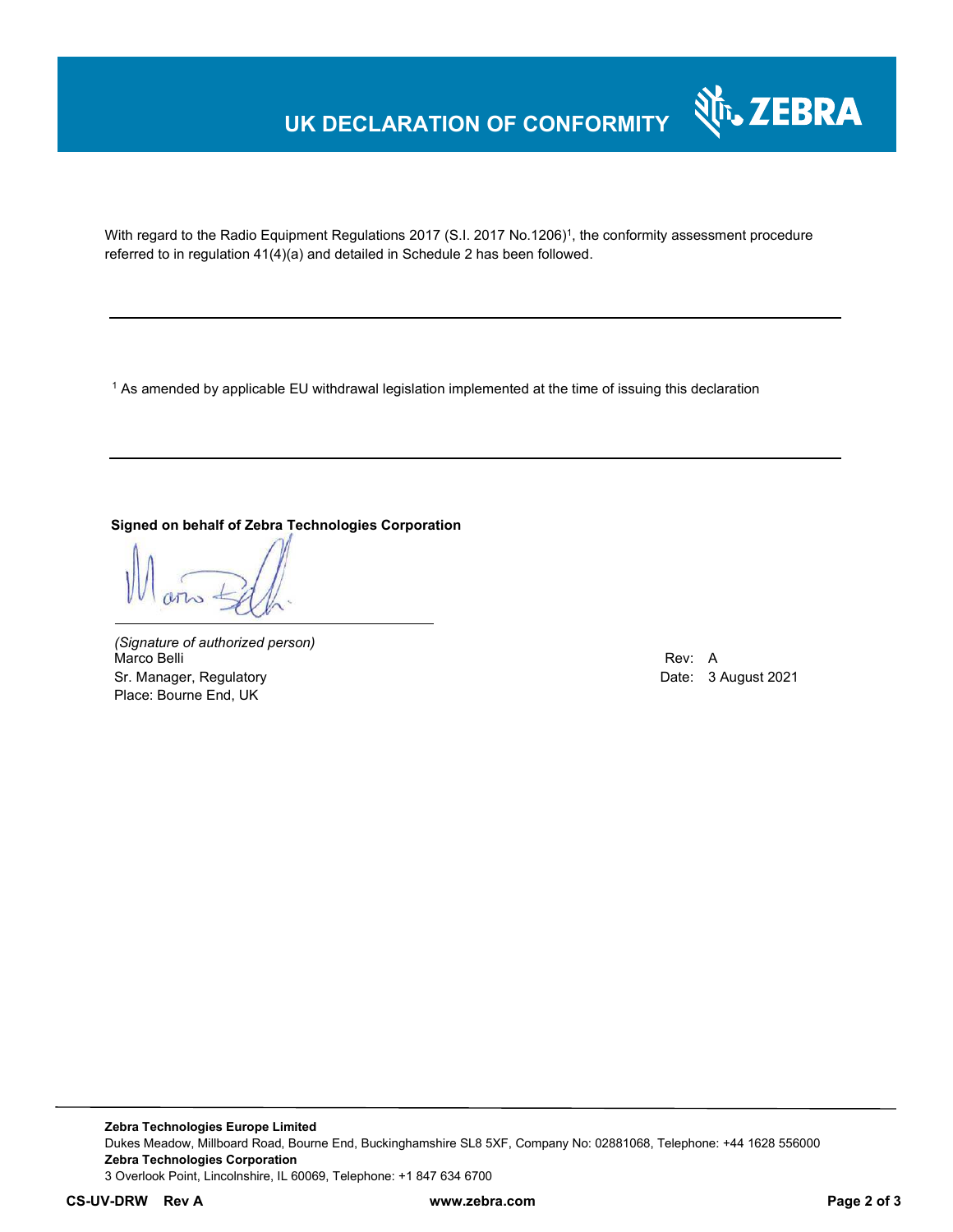# UK DECLARATION OF CONFORMITY

With regard to the Radio Equipment Regulations 2017 (S.I. 2017 No.1206)[1], the conformity assessment procedure referred to in regulation 41(4)(a) and detailed in Schedule 2 has been followed.

---

[1] As amended by applicable EU withdrawal legislation implemented at the time of issuing this declaration

---

**Signed on behalf of Zebra Technologies Corporation**

*(Signature of authorized person)*
Marco Belli
Sr. Manager, Regulatory
Place: Bourne End, UK

Rev: A
Date: 3 August 2021

**Zebra Technologies Europe Limited**
Dukes Meadow, Millboard Road, Bourne End, Buckinghamshire SL8 5XF, Company No: 02881068, Telephone: +44 1628 556000
**Zebra Technologies Corporation**
3 Overlook Point, Lincolnshire, IL 60069, Telephone: +1 847 634 6700

**CS-UV-DRW Rev A** **www.zebra.com**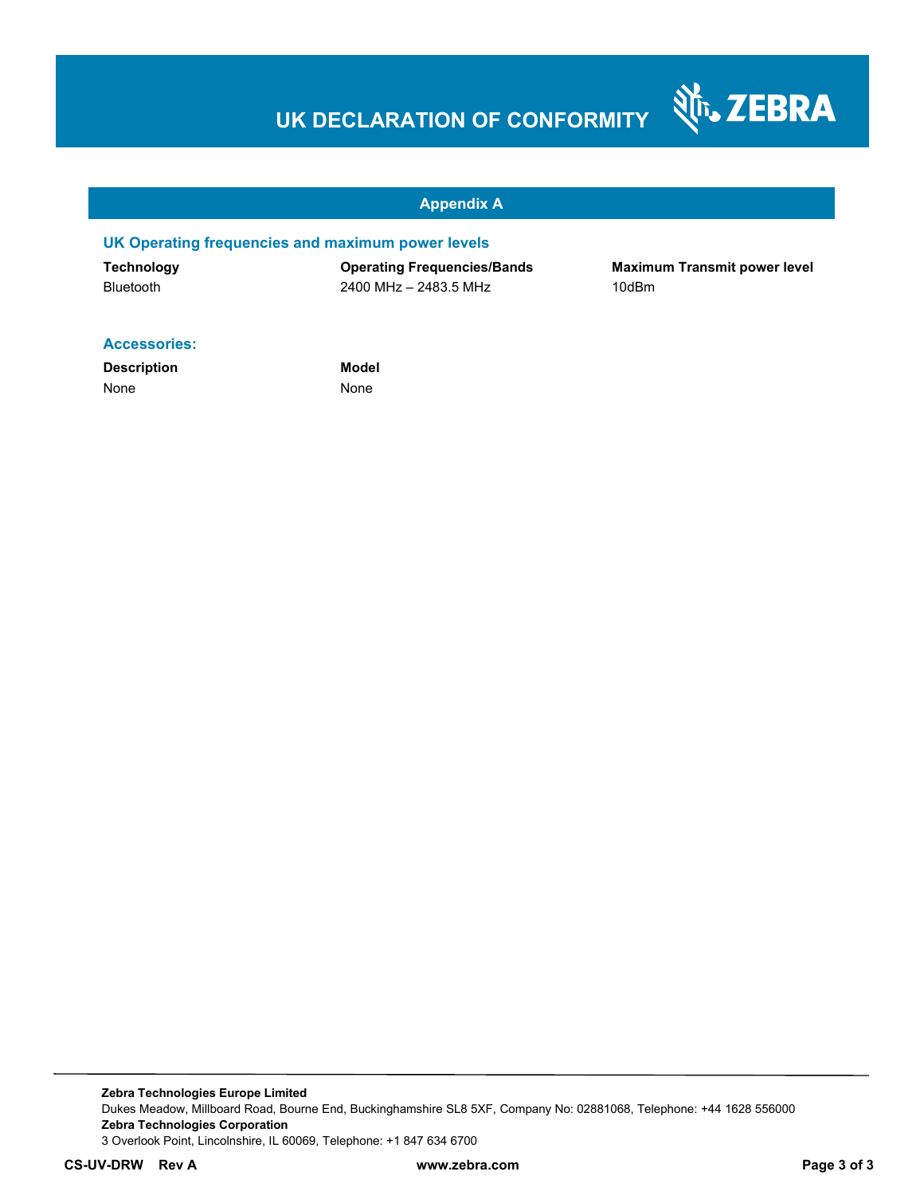## Appendix A

### UK Operating frequencies and maximum power levels

| Technology | Operating Frequencies/Bands | Maximum Transmit power level |
|---|---|---|
| Bluetooth | 2400 MHz – 2483.5 MHz | 10dBm |

### Accessories:

| Description | Model |
|---|---|
| None | None |

**Zebra Technologies Europe Limited**
Dukes Meadow, Millboard Road, Bourne End, Buckinghamshire SL8 5XF, Company No: 02881068, Telephone: +44 1628 556000
**Zebra Technologies Corporation**
3 Overlook Point, Lincolnshire, IL 60069, Telephone: +1 847 634 6700